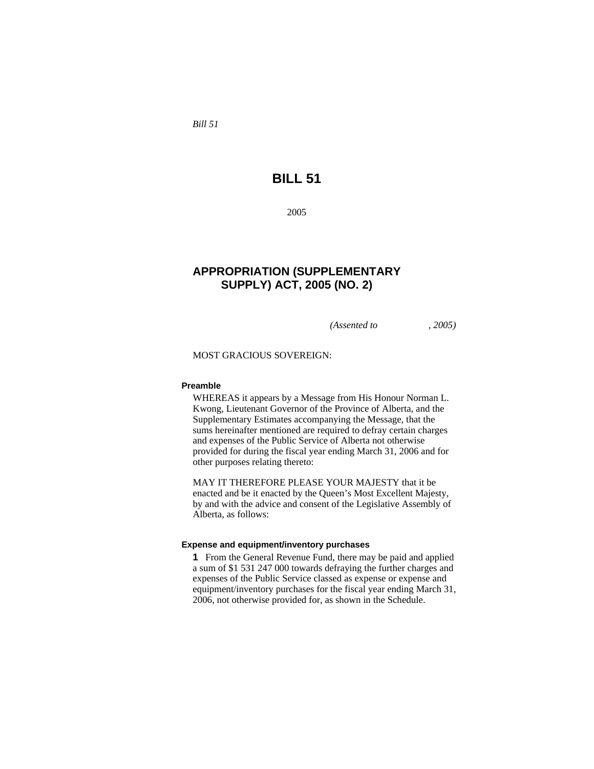*Bill 51*

# BILL 51

2005

## APPROPRIATION (SUPPLEMENTARY SUPPLY) ACT, 2005 (NO. 2)

*(Assented to , 2005)*

MOST GRACIOUS SOVEREIGN:

#### Preamble

WHEREAS it appears by a Message from His Honour Norman L. Kwong, Lieutenant Governor of the Province of Alberta, and the Supplementary Estimates accompanying the Message, that the sums hereinafter mentioned are required to defray certain charges and expenses of the Public Service of Alberta not otherwise provided for during the fiscal year ending March 31, 2006 and for other purposes relating thereto:

MAY IT THEREFORE PLEASE YOUR MAJESTY that it be enacted and be it enacted by the Queen's Most Excellent Majesty, by and with the advice and consent of the Legislative Assembly of Alberta, as follows:

#### Expense and equipment/inventory purchases

**1** From the General Revenue Fund, there may be paid and applied a sum of $1 531 247 000 towards defraying the further charges and expenses of the Public Service classed as expense or expense and equipment/inventory purchases for the fiscal year ending March 31, 2006, not otherwise provided for, as shown in the Schedule.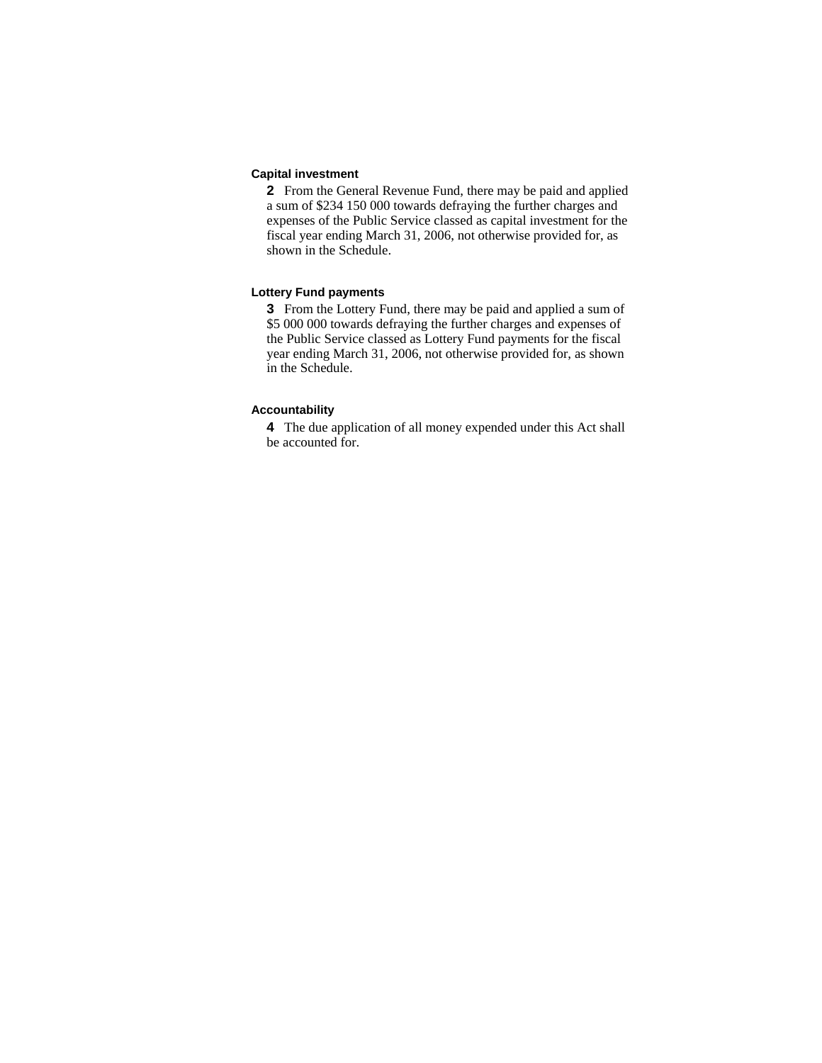**Capital investment**

**2** From the General Revenue Fund, there may be paid and applied a sum of $234 150 000 towards defraying the further charges and expenses of the Public Service classed as capital investment for the fiscal year ending March 31, 2006, not otherwise provided for, as shown in the Schedule.

**Lottery Fund payments**

**3** From the Lottery Fund, there may be paid and applied a sum of $5 000 000 towards defraying the further charges and expenses of the Public Service classed as Lottery Fund payments for the fiscal year ending March 31, 2006, not otherwise provided for, as shown in the Schedule.

**Accountability**

**4** The due application of all money expended under this Act shall be accounted for.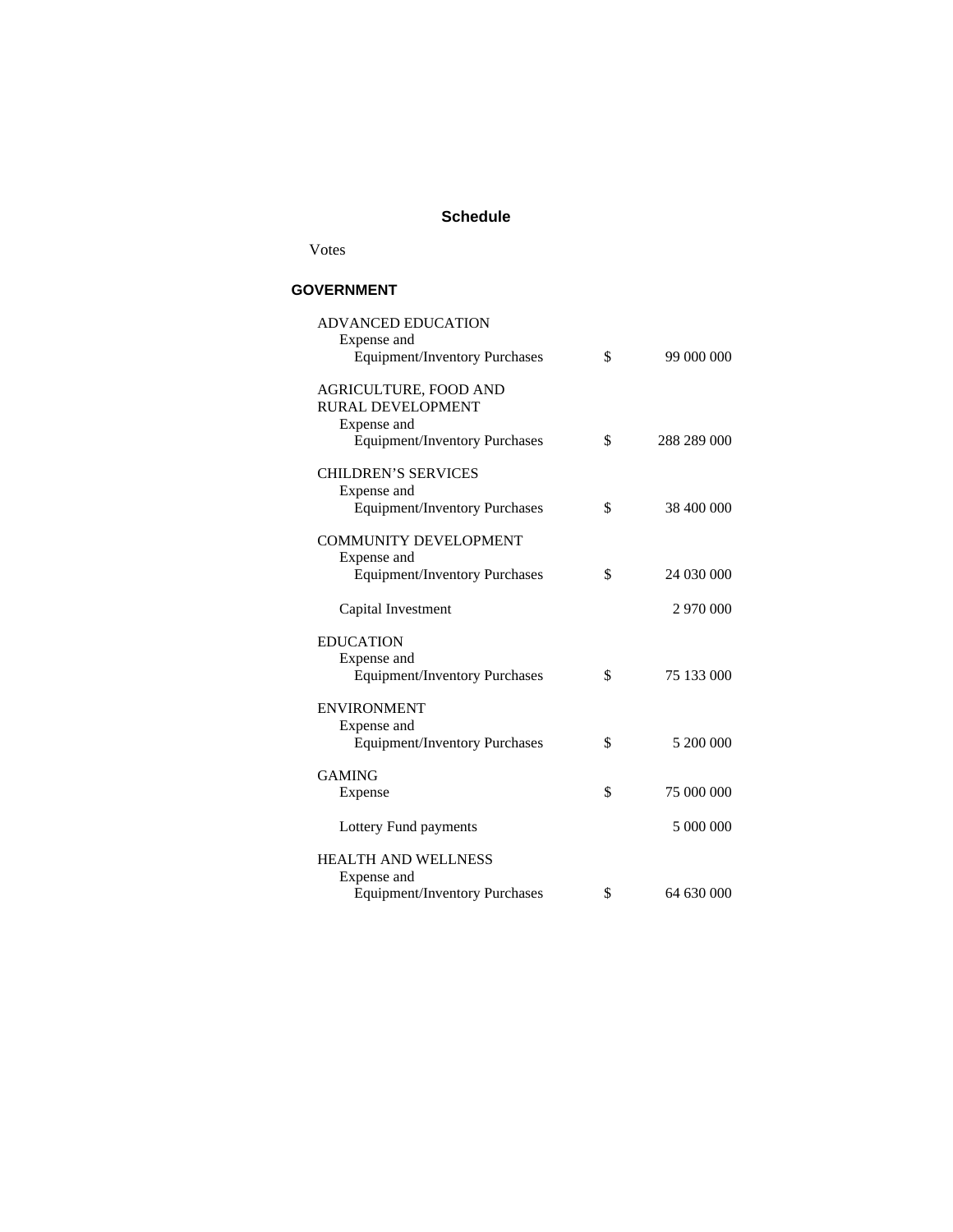## Schedule

Votes

### GOVERNMENT

| | | |
|---|---|---|
| ADVANCED EDUCATION | | |
| Expense and Equipment/Inventory Purchases | $ | 99 000 000 |
| AGRICULTURE, FOOD AND RURAL DEVELOPMENT | | |
| Expense and Equipment/Inventory Purchases | $ | 288 289 000 |
| CHILDREN'S SERVICES | | |
| Expense and Equipment/Inventory Purchases | $ | 38 400 000 |
| COMMUNITY DEVELOPMENT | | |
| Expense and Equipment/Inventory Purchases | $ | 24 030 000 |
| Capital Investment | | 2 970 000 |
| EDUCATION | | |
| Expense and Equipment/Inventory Purchases | $ | 75 133 000 |
| ENVIRONMENT | | |
| Expense and Equipment/Inventory Purchases | $ | 5 200 000 |
| GAMING | | |
| Expense | $ | 75 000 000 |
| Lottery Fund payments | | 5 000 000 |
| HEALTH AND WELLNESS | | |
| Expense and Equipment/Inventory Purchases | $ | 64 630 000 |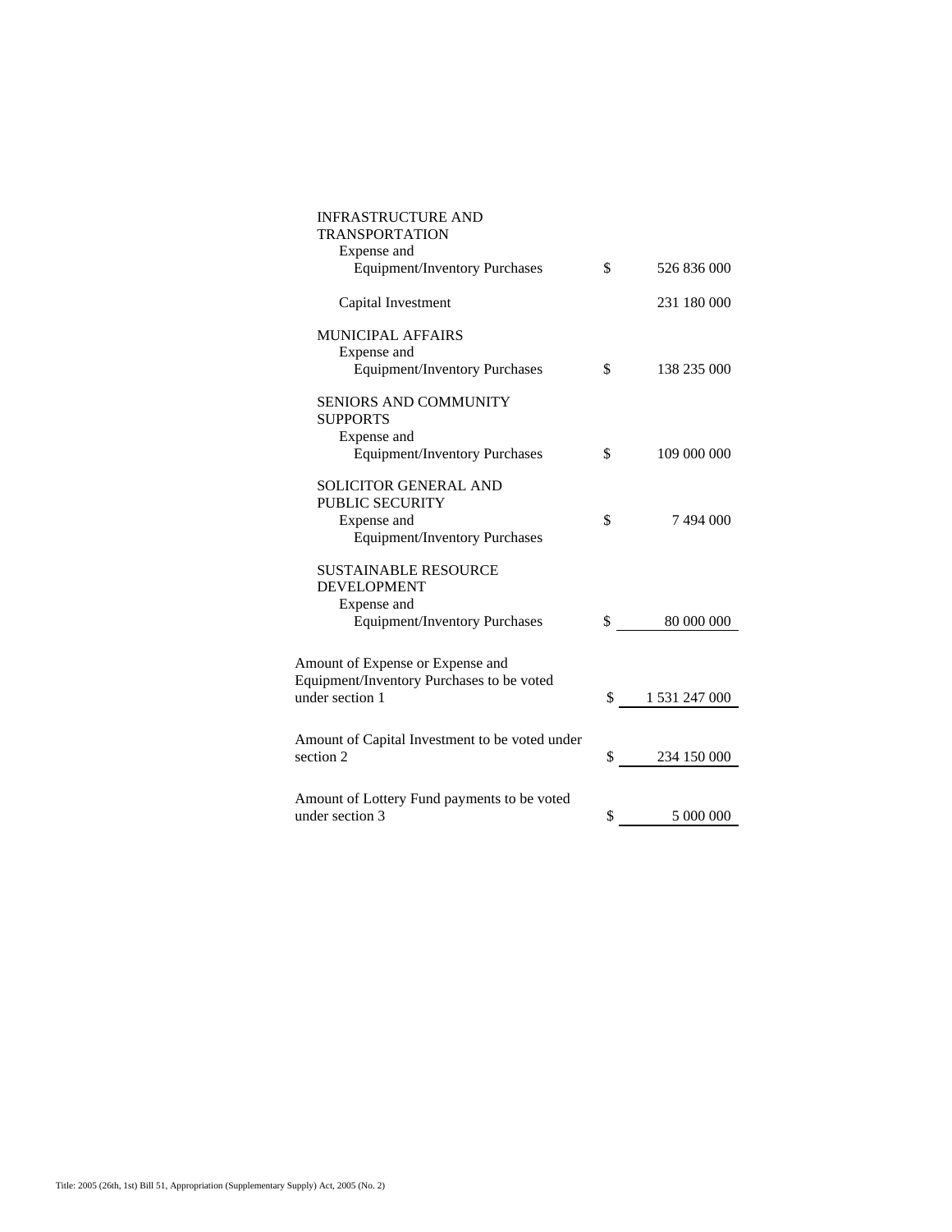| | | |
|---|---|---|
| INFRASTRUCTURE AND TRANSPORTATION | | |
| Expense and Equipment/Inventory Purchases | $ | 526 836 000 |
| Capital Investment | | 231 180 000 |
| MUNICIPAL AFFAIRS | | |
| Expense and Equipment/Inventory Purchases | $ | 138 235 000 |
| SENIORS AND COMMUNITY SUPPORTS | | |
| Expense and Equipment/Inventory Purchases | $ | 109 000 000 |
| SOLICITOR GENERAL AND PUBLIC SECURITY | | |
| Expense and Equipment/Inventory Purchases | $ | 7 494 000 |
| SUSTAINABLE RESOURCE DEVELOPMENT | | |
| Expense and Equipment/Inventory Purchases | $ | 80 000 000 |
| Amount of Expense or Expense and Equipment/Inventory Purchases to be voted under section 1 | $ | 1 531 247 000 |
| Amount of Capital Investment to be voted under section 2 | $ | 234 150 000 |
| Amount of Lottery Fund payments to be voted under section 3 | $ | 5 000 000 |